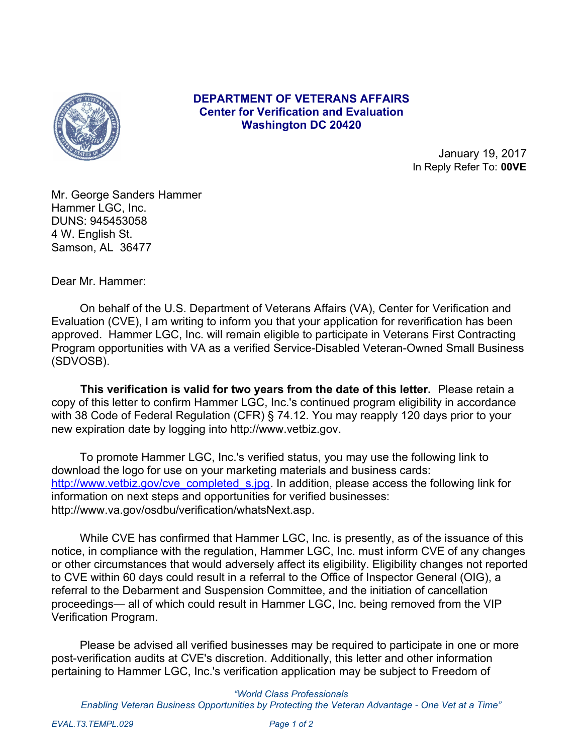**DEPARTMENT OF VETERANS AFFAIRS**
**Center for Verification and Evaluation**
**Washington DC 20420**

January 19, 2017
In Reply Refer To: **00VE**

Mr. George Sanders Hammer
Hammer LGC, Inc.
DUNS: 945453058
4 W. English St.
Samson, AL 36477

Dear Mr. Hammer:

On behalf of the U.S. Department of Veterans Affairs (VA), Center for Verification and Evaluation (CVE), I am writing to inform you that your application for reverification has been approved. Hammer LGC, Inc. will remain eligible to participate in Veterans First Contracting Program opportunities with VA as a verified Service-Disabled Veteran-Owned Small Business (SDVOSB).

**This verification is valid for two years from the date of this letter.** Please retain a copy of this letter to confirm Hammer LGC, Inc.'s continued program eligibility in accordance with 38 Code of Federal Regulation (CFR) § 74.12. You may reapply 120 days prior to your new expiration date by logging into http://www.vetbiz.gov.

To promote Hammer LGC, Inc.'s verified status, you may use the following link to download the logo for use on your marketing materials and business cards: http://www.vetbiz.gov/cve_completed_s.jpg. In addition, please access the following link for information on next steps and opportunities for verified businesses: http://www.va.gov/osdbu/verification/whatsNext.asp.

While CVE has confirmed that Hammer LGC, Inc. is presently, as of the issuance of this notice, in compliance with the regulation, Hammer LGC, Inc. must inform CVE of any changes or other circumstances that would adversely affect its eligibility. Eligibility changes not reported to CVE within 60 days could result in a referral to the Office of Inspector General (OIG), a referral to the Debarment and Suspension Committee, and the initiation of cancellation proceedings— all of which could result in Hammer LGC, Inc. being removed from the VIP Verification Program.

Please be advised all verified businesses may be required to participate in one or more post-verification audits at CVE's discretion. Additionally, this letter and other information pertaining to Hammer LGC, Inc.'s verification application may be subject to Freedom of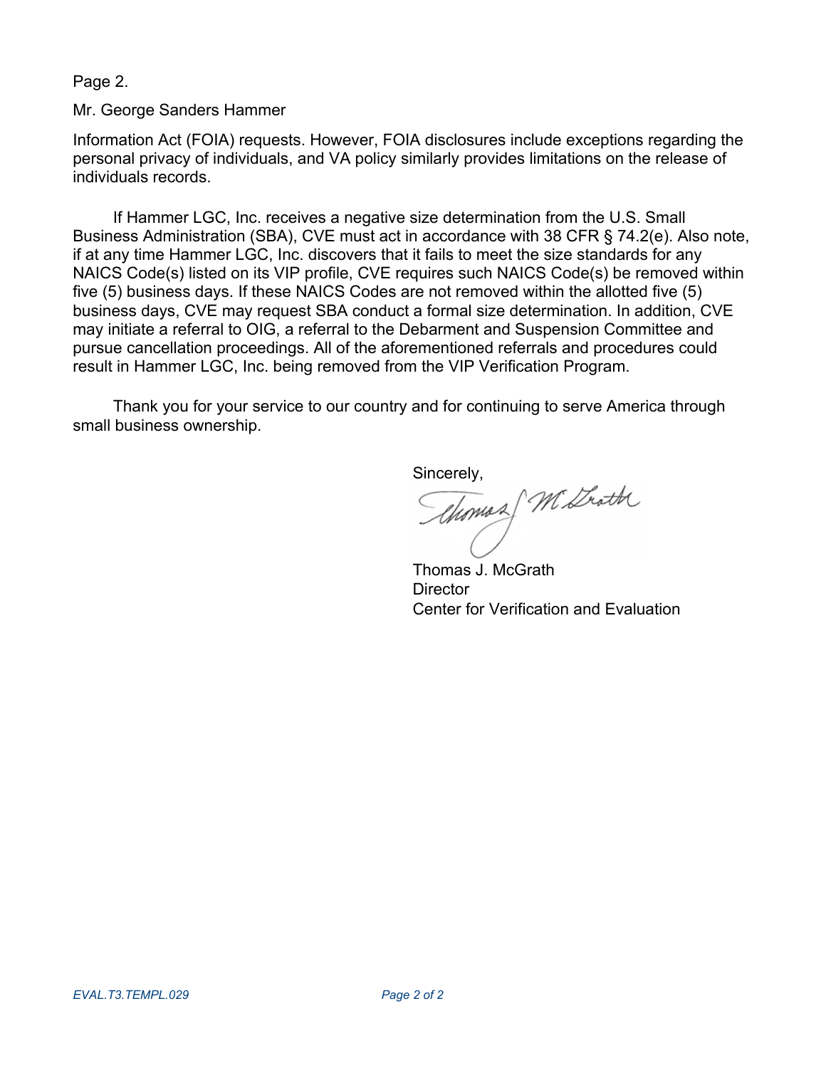Page 2.

Mr. George Sanders Hammer

Information Act (FOIA) requests. However, FOIA disclosures include exceptions regarding the personal privacy of individuals, and VA policy similarly provides limitations on the release of individuals records.

If Hammer LGC, Inc. receives a negative size determination from the U.S. Small Business Administration (SBA), CVE must act in accordance with 38 CFR § 74.2(e). Also note, if at any time Hammer LGC, Inc. discovers that it fails to meet the size standards for any NAICS Code(s) listed on its VIP profile, CVE requires such NAICS Code(s) be removed within five (5) business days. If these NAICS Codes are not removed within the allotted five (5) business days, CVE may request SBA conduct a formal size determination. In addition, CVE may initiate a referral to OIG, a referral to the Debarment and Suspension Committee and pursue cancellation proceedings. All of the aforementioned referrals and procedures could result in Hammer LGC, Inc. being removed from the VIP Verification Program.

Thank you for your service to our country and for continuing to serve America through small business ownership.

Sincerely,

Thomas J. McGrath

Thomas J. McGrath
Director
Center for Verification and Evaluation

*EVAL.T3.TEMPL.029*